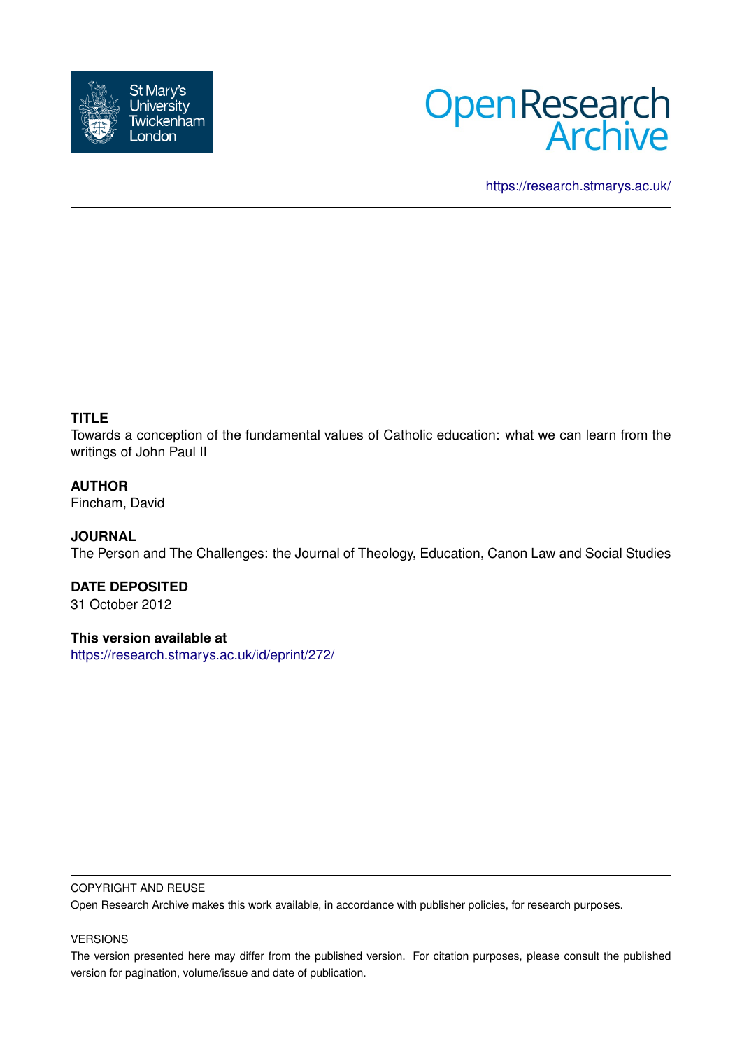St Mary's University Twickenham London

# Open Research Archive

https://research.stmarys.ac.uk/

**TITLE**

Towards a conception of the fundamental values of Catholic education: what we can learn from the writings of John Paul II

**AUTHOR**

Fincham, David

**JOURNAL**

The Person and The Challenges: the Journal of Theology, Education, Canon Law and Social Studies

**DATE DEPOSITED**

31 October 2012

**This version available at**

https://research.stmarys.ac.uk/id/eprint/272/

COPYRIGHT AND REUSE

Open Research Archive makes this work available, in accordance with publisher policies, for research purposes.

VERSIONS

The version presented here may differ from the published version. For citation purposes, please consult the published version for pagination, volume/issue and date of publication.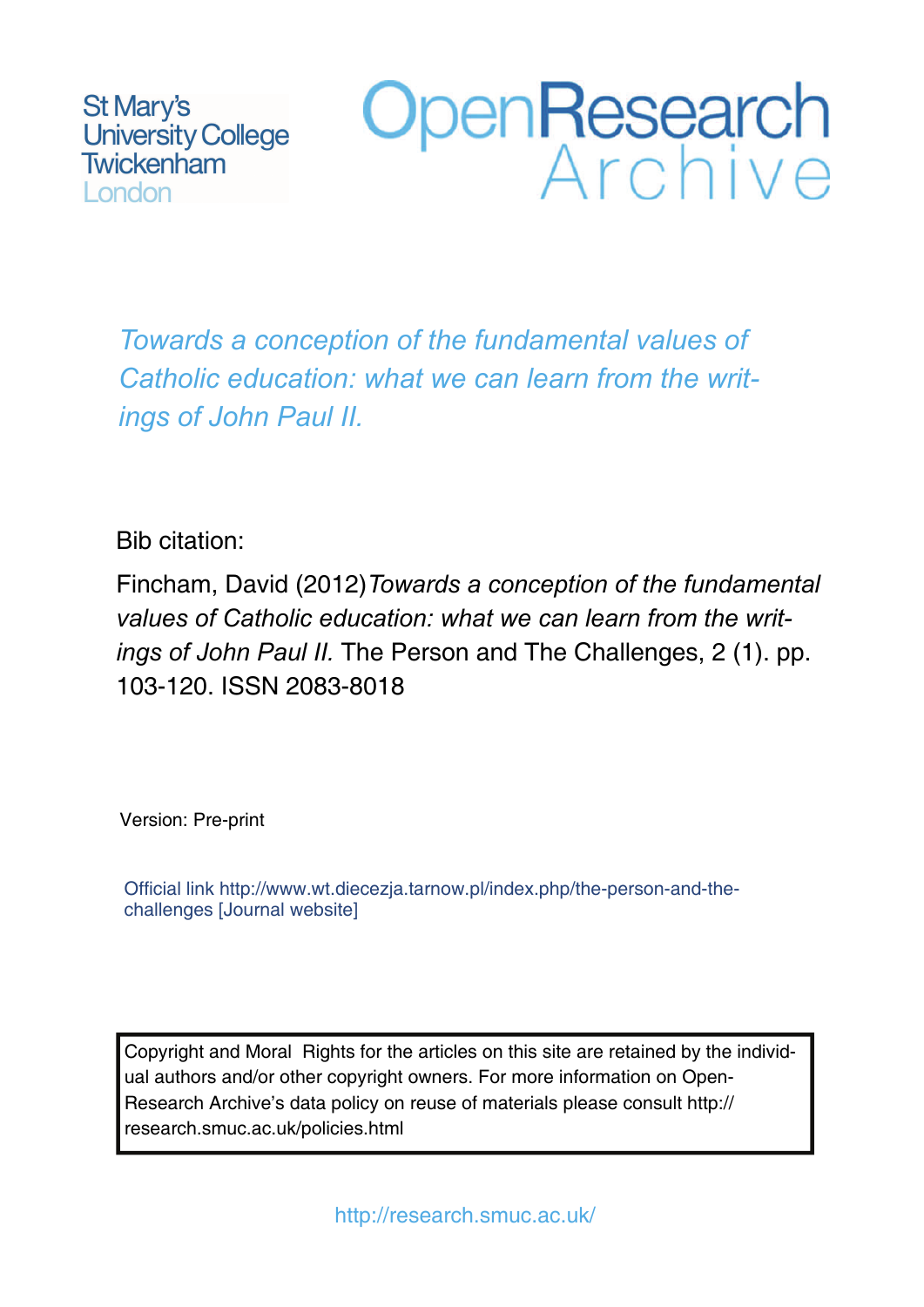St Mary's University College Twickenham London

OpenResearch Archive

*Towards a conception of the fundamental values of Catholic education: what we can learn from the writings of John Paul II.*

Bib citation:

Fincham, David (2012)*Towards a conception of the fundamental values of Catholic education: what we can learn from the writings of John Paul II.* The Person and The Challenges, 2 (1). pp. 103-120. ISSN 2083-8018

Version: Pre-print

Official link http://www.wt.diecezja.tarnow.pl/index.php/the-person-and-the-challenges [Journal website]

Copyright and Moral Rights for the articles on this site are retained by the individual authors and/or other copyright owners. For more information on Open-Research Archive's data policy on reuse of materials please consult http://research.smuc.ac.uk/policies.html

http://research.smuc.ac.uk/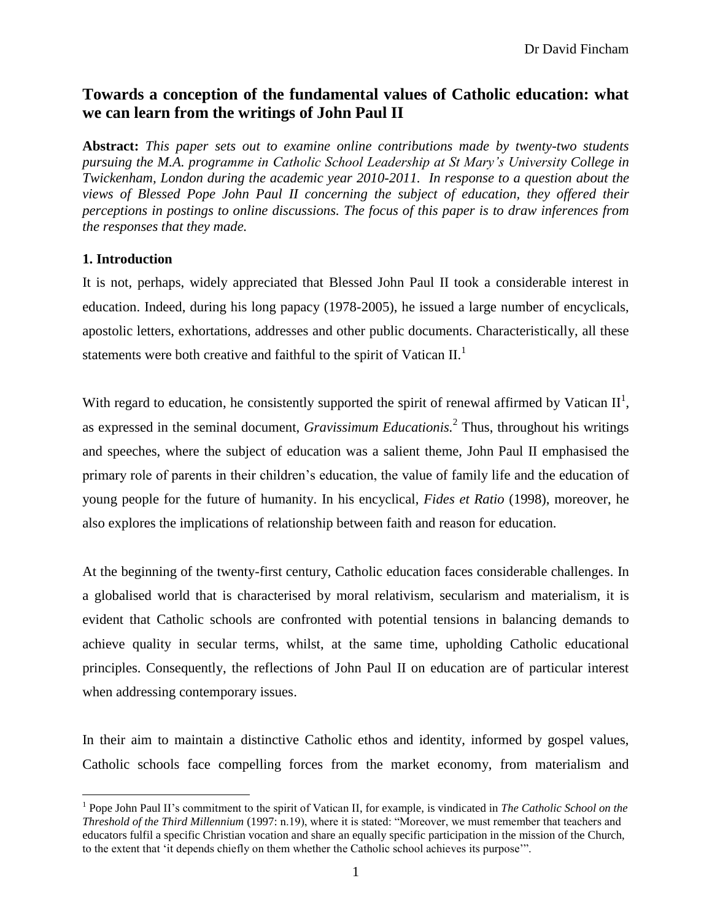# Towards a conception of the fundamental values of Catholic education: what we can learn from the writings of John Paul II

**Abstract:** *This paper sets out to examine online contributions made by twenty-two students pursuing the M.A. programme in Catholic School Leadership at St Mary's University College in Twickenham, London during the academic year 2010-2011. In response to a question about the views of Blessed Pope John Paul II concerning the subject of education, they offered their perceptions in postings to online discussions. The focus of this paper is to draw inferences from the responses that they made.*

## 1. Introduction

It is not, perhaps, widely appreciated that Blessed John Paul II took a considerable interest in education. Indeed, during his long papacy (1978-2005), he issued a large number of encyclicals, apostolic letters, exhortations, addresses and other public documents. Characteristically, all these statements were both creative and faithful to the spirit of Vatican II.[1]

With regard to education, he consistently supported the spirit of renewal affirmed by Vatican II[1], as expressed in the seminal document, *Gravissimum Educationis.*[2] Thus, throughout his writings and speeches, where the subject of education was a salient theme, John Paul II emphasised the primary role of parents in their children's education, the value of family life and the education of young people for the future of humanity. In his encyclical, *Fides et Ratio* (1998), moreover, he also explores the implications of relationship between faith and reason for education.

At the beginning of the twenty-first century, Catholic education faces considerable challenges. In a globalised world that is characterised by moral relativism, secularism and materialism, it is evident that Catholic schools are confronted with potential tensions in balancing demands to achieve quality in secular terms, whilst, at the same time, upholding Catholic educational principles. Consequently, the reflections of John Paul II on education are of particular interest when addressing contemporary issues.

In their aim to maintain a distinctive Catholic ethos and identity, informed by gospel values, Catholic schools face compelling forces from the market economy, from materialism and

[1] Pope John Paul II's commitment to the spirit of Vatican II, for example, is vindicated in *The Catholic School on the Threshold of the Third Millennium* (1997: n.19), where it is stated: "Moreover, we must remember that teachers and educators fulfil a specific Christian vocation and share an equally specific participation in the mission of the Church, to the extent that 'it depends chiefly on them whether the Catholic school achieves its purpose'".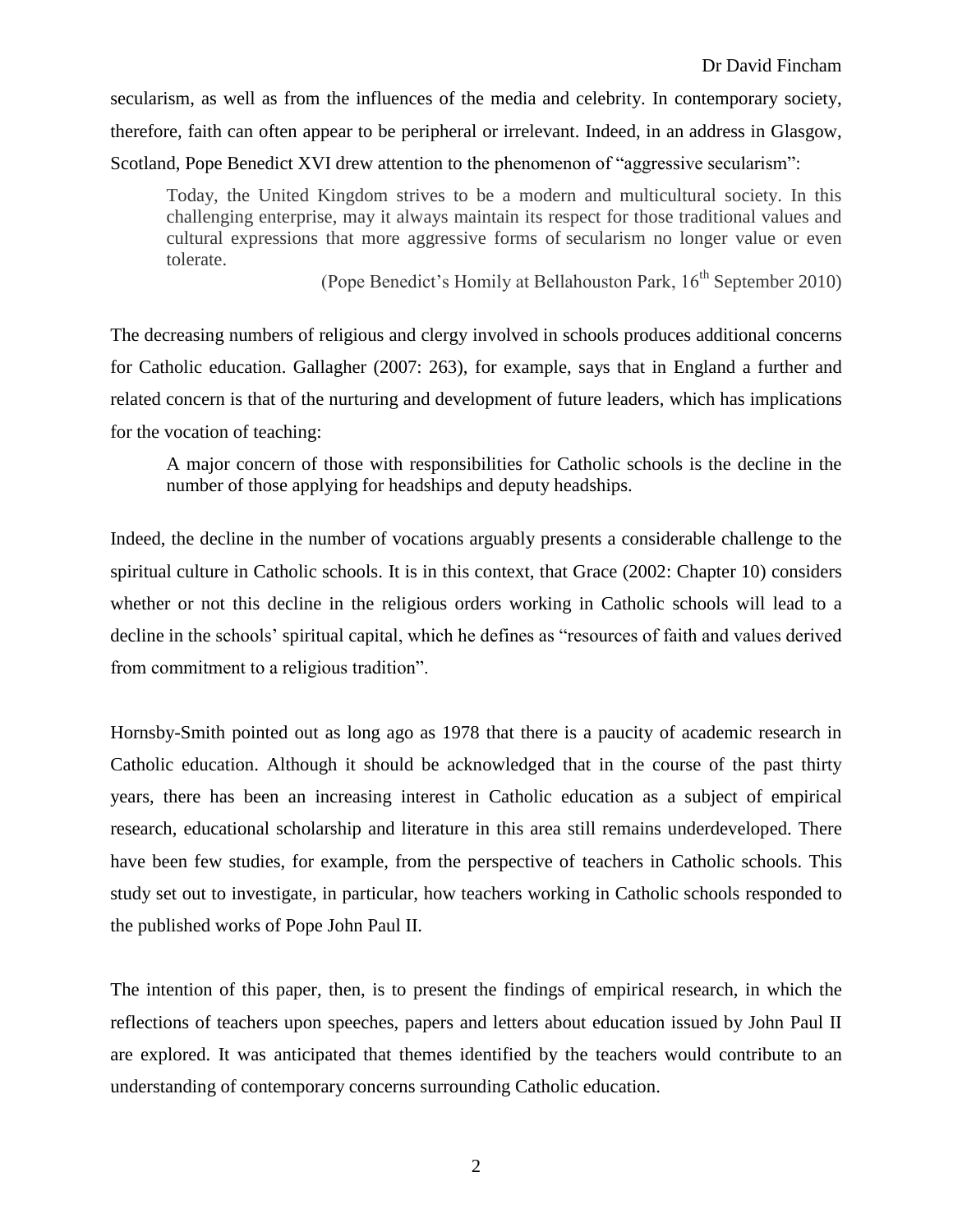secularism, as well as from the influences of the media and celebrity. In contemporary society, therefore, faith can often appear to be peripheral or irrelevant. Indeed, in an address in Glasgow, Scotland, Pope Benedict XVI drew attention to the phenomenon of "aggressive secularism":

> Today, the United Kingdom strives to be a modern and multicultural society. In this challenging enterprise, may it always maintain its respect for those traditional values and cultural expressions that more aggressive forms of secularism no longer value or even tolerate.
>
> (Pope Benedict's Homily at Bellahouston Park, 16th September 2010)

The decreasing numbers of religious and clergy involved in schools produces additional concerns for Catholic education. Gallagher (2007: 263), for example, says that in England a further and related concern is that of the nurturing and development of future leaders, which has implications for the vocation of teaching:

> A major concern of those with responsibilities for Catholic schools is the decline in the number of those applying for headships and deputy headships.

Indeed, the decline in the number of vocations arguably presents a considerable challenge to the spiritual culture in Catholic schools. It is in this context, that Grace (2002: Chapter 10) considers whether or not this decline in the religious orders working in Catholic schools will lead to a decline in the schools' spiritual capital, which he defines as "resources of faith and values derived from commitment to a religious tradition".

Hornsby-Smith pointed out as long ago as 1978 that there is a paucity of academic research in Catholic education. Although it should be acknowledged that in the course of the past thirty years, there has been an increasing interest in Catholic education as a subject of empirical research, educational scholarship and literature in this area still remains underdeveloped. There have been few studies, for example, from the perspective of teachers in Catholic schools. This study set out to investigate, in particular, how teachers working in Catholic schools responded to the published works of Pope John Paul II.

The intention of this paper, then, is to present the findings of empirical research, in which the reflections of teachers upon speeches, papers and letters about education issued by John Paul II are explored. It was anticipated that themes identified by the teachers would contribute to an understanding of contemporary concerns surrounding Catholic education.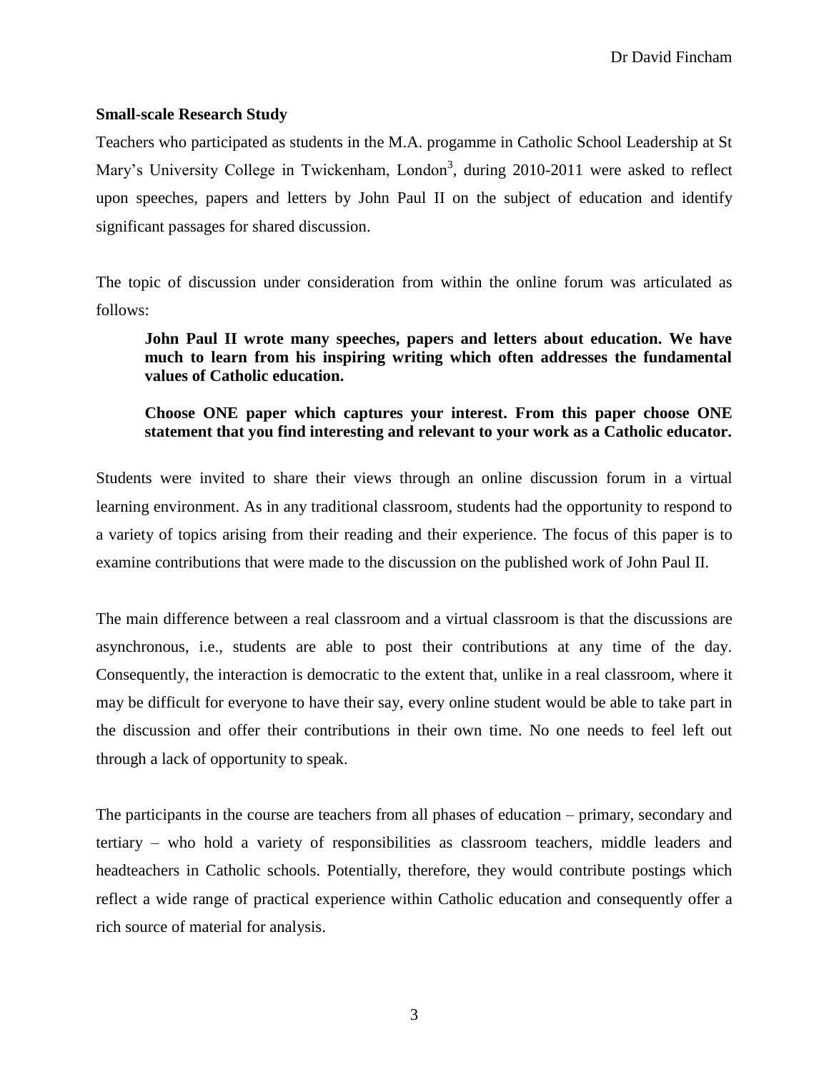**Small-scale Research Study**

Teachers who participated as students in the M.A. progamme in Catholic School Leadership at St Mary's University College in Twickenham, London[3], during 2010-2011 were asked to reflect upon speeches, papers and letters by John Paul II on the subject of education and identify significant passages for shared discussion.

The topic of discussion under consideration from within the online forum was articulated as follows:

> **John Paul II wrote many speeches, papers and letters about education. We have much to learn from his inspiring writing which often addresses the fundamental values of Catholic education.**
>
> **Choose ONE paper which captures your interest. From this paper choose ONE statement that you find interesting and relevant to your work as a Catholic educator.**

Students were invited to share their views through an online discussion forum in a virtual learning environment. As in any traditional classroom, students had the opportunity to respond to a variety of topics arising from their reading and their experience. The focus of this paper is to examine contributions that were made to the discussion on the published work of John Paul II.

The main difference between a real classroom and a virtual classroom is that the discussions are asynchronous, i.e., students are able to post their contributions at any time of the day. Consequently, the interaction is democratic to the extent that, unlike in a real classroom, where it may be difficult for everyone to have their say, every online student would be able to take part in the discussion and offer their contributions in their own time. No one needs to feel left out through a lack of opportunity to speak.

The participants in the course are teachers from all phases of education – primary, secondary and tertiary – who hold a variety of responsibilities as classroom teachers, middle leaders and headteachers in Catholic schools. Potentially, therefore, they would contribute postings which reflect a wide range of practical experience within Catholic education and consequently offer a rich source of material for analysis.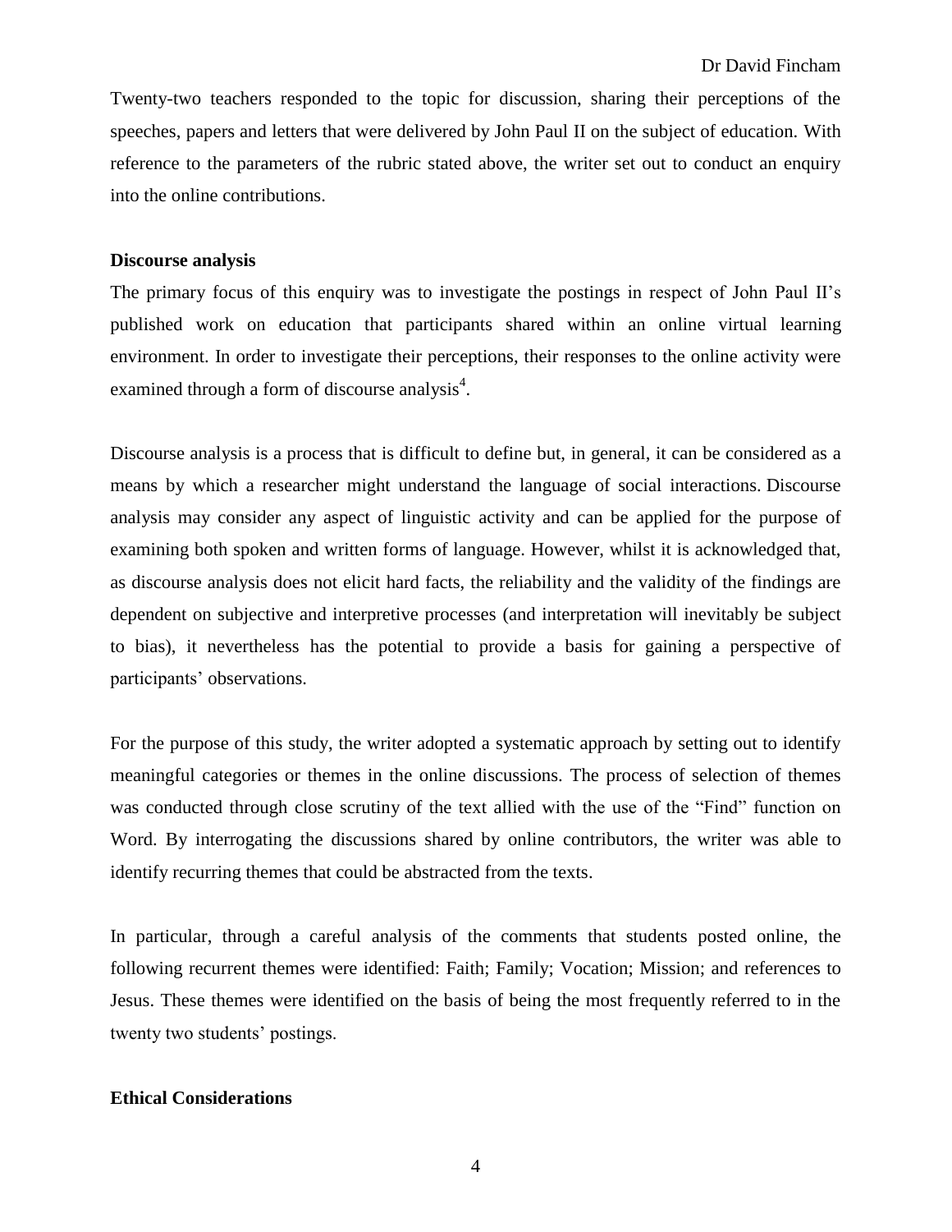Twenty-two teachers responded to the topic for discussion, sharing their perceptions of the speeches, papers and letters that were delivered by John Paul II on the subject of education. With reference to the parameters of the rubric stated above, the writer set out to conduct an enquiry into the online contributions.

**Discourse analysis**

The primary focus of this enquiry was to investigate the postings in respect of John Paul II's published work on education that participants shared within an online virtual learning environment. In order to investigate their perceptions, their responses to the online activity were examined through a form of discourse analysis[4].

Discourse analysis is a process that is difficult to define but, in general, it can be considered as a means by which a researcher might understand the language of social interactions. Discourse analysis may consider any aspect of linguistic activity and can be applied for the purpose of examining both spoken and written forms of language. However, whilst it is acknowledged that, as discourse analysis does not elicit hard facts, the reliability and the validity of the findings are dependent on subjective and interpretive processes (and interpretation will inevitably be subject to bias), it nevertheless has the potential to provide a basis for gaining a perspective of participants' observations.

For the purpose of this study, the writer adopted a systematic approach by setting out to identify meaningful categories or themes in the online discussions. The process of selection of themes was conducted through close scrutiny of the text allied with the use of the "Find" function on Word. By interrogating the discussions shared by online contributors, the writer was able to identify recurring themes that could be abstracted from the texts.

In particular, through a careful analysis of the comments that students posted online, the following recurrent themes were identified: Faith; Family; Vocation; Mission; and references to Jesus. These themes were identified on the basis of being the most frequently referred to in the twenty two students' postings.

**Ethical Considerations**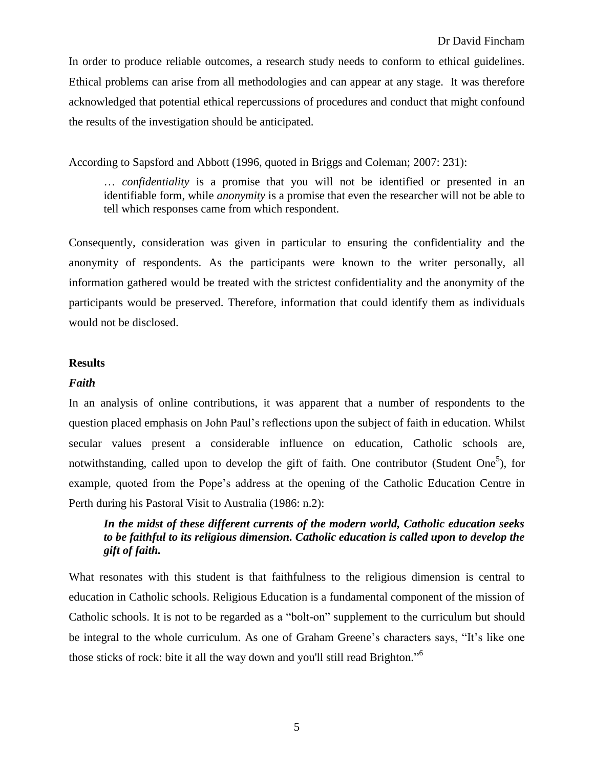In order to produce reliable outcomes, a research study needs to conform to ethical guidelines. Ethical problems can arise from all methodologies and can appear at any stage. It was therefore acknowledged that potential ethical repercussions of procedures and conduct that might confound the results of the investigation should be anticipated.

According to Sapsford and Abbott (1996, quoted in Briggs and Coleman; 2007: 231):

> … *confidentiality* is a promise that you will not be identified or presented in an identifiable form, while *anonymity* is a promise that even the researcher will not be able to tell which responses came from which respondent.

Consequently, consideration was given in particular to ensuring the confidentiality and the anonymity of respondents. As the participants were known to the writer personally, all information gathered would be treated with the strictest confidentiality and the anonymity of the participants would be preserved. Therefore, information that could identify them as individuals would not be disclosed.

## Results

### *Faith*

In an analysis of online contributions, it was apparent that a number of respondents to the question placed emphasis on John Paul's reflections upon the subject of faith in education. Whilst secular values present a considerable influence on education, Catholic schools are, notwithstanding, called upon to develop the gift of faith. One contributor (Student One[5]), for example, quoted from the Pope's address at the opening of the Catholic Education Centre in Perth during his Pastoral Visit to Australia (1986: n.2):

> ***In the midst of these different currents of the modern world, Catholic education seeks to be faithful to its religious dimension. Catholic education is called upon to develop the gift of faith.***

What resonates with this student is that faithfulness to the religious dimension is central to education in Catholic schools. Religious Education is a fundamental component of the mission of Catholic schools. It is not to be regarded as a "bolt-on" supplement to the curriculum but should be integral to the whole curriculum. As one of Graham Greene's characters says, "It's like one those sticks of rock: bite it all the way down and you'll still read Brighton."[6]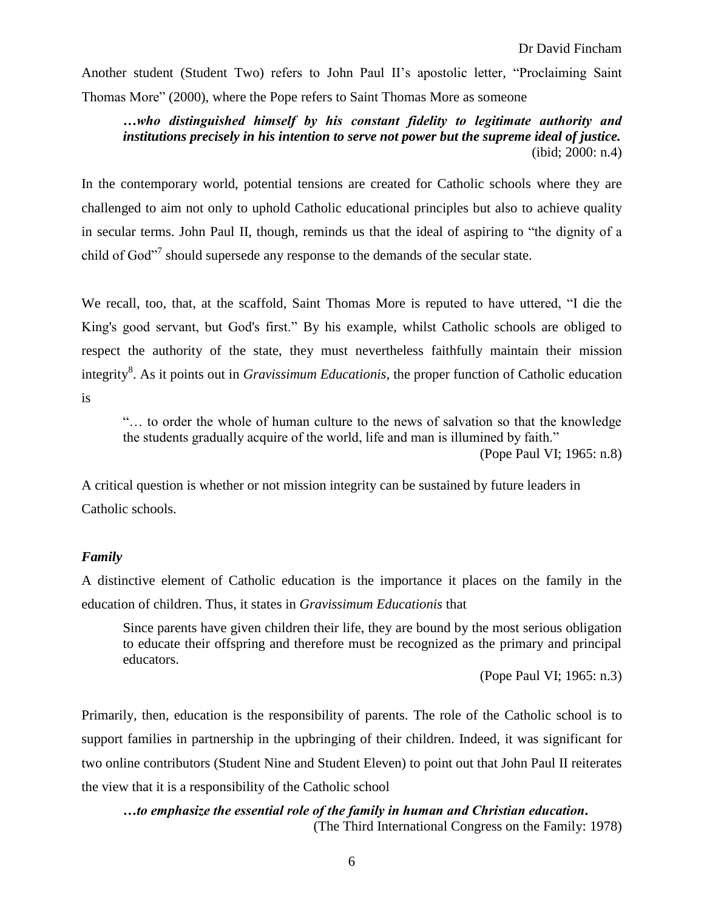Another student (Student Two) refers to John Paul II's apostolic letter, "Proclaiming Saint Thomas More" (2000), where the Pope refers to Saint Thomas More as someone

> ***…who distinguished himself by his constant fidelity to legitimate authority and institutions precisely in his intention to serve not power but the supreme ideal of justice.***
> (ibid; 2000: n.4)

In the contemporary world, potential tensions are created for Catholic schools where they are challenged to aim not only to uphold Catholic educational principles but also to achieve quality in secular terms. John Paul II, though, reminds us that the ideal of aspiring to "the dignity of a child of God"[7] should supersede any response to the demands of the secular state.

We recall, too, that, at the scaffold, Saint Thomas More is reputed to have uttered, "I die the King's good servant, but God's first." By his example, whilst Catholic schools are obliged to respect the authority of the state, they must nevertheless faithfully maintain their mission integrity[8]. As it points out in *Gravissimum Educationis*, the proper function of Catholic education is

> "… to order the whole of human culture to the news of salvation so that the knowledge the students gradually acquire of the world, life and man is illumined by faith."
> (Pope Paul VI; 1965: n.8)

A critical question is whether or not mission integrity can be sustained by future leaders in Catholic schools.

### *Family*

A distinctive element of Catholic education is the importance it places on the family in the education of children. Thus, it states in *Gravissimum Educationis* that

> Since parents have given children their life, they are bound by the most serious obligation to educate their offspring and therefore must be recognized as the primary and principal educators.
> (Pope Paul VI; 1965: n.3)

Primarily, then, education is the responsibility of parents. The role of the Catholic school is to support families in partnership in the upbringing of their children. Indeed, it was significant for two online contributors (Student Nine and Student Eleven) to point out that John Paul II reiterates the view that it is a responsibility of the Catholic school

> ***…to emphasize the essential role of the family in human and Christian education.***
> (The Third International Congress on the Family: 1978)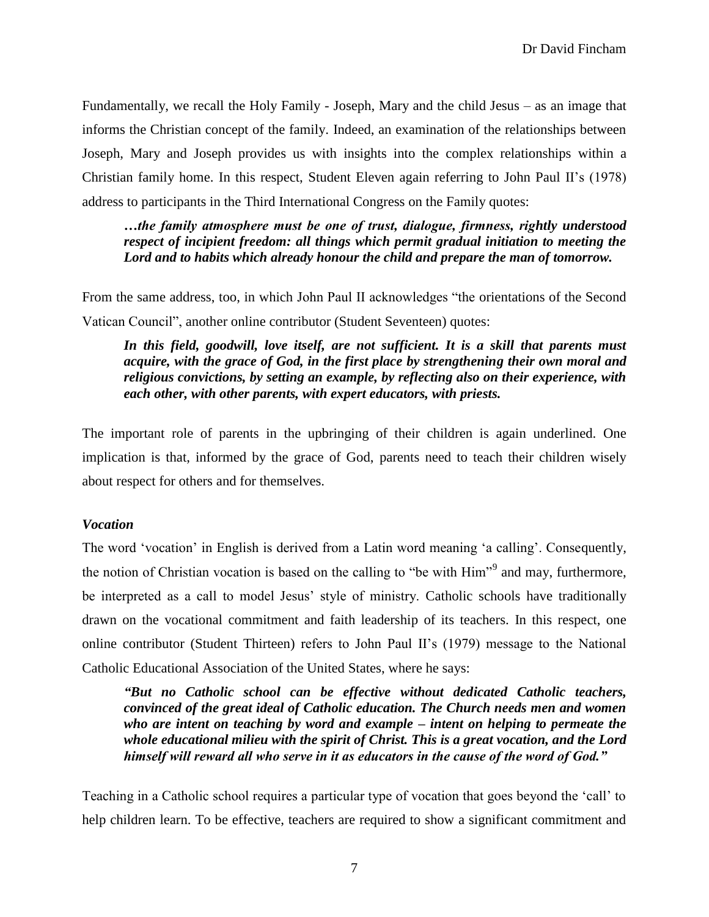Fundamentally, we recall the Holy Family - Joseph, Mary and the child Jesus – as an image that informs the Christian concept of the family. Indeed, an examination of the relationships between Joseph, Mary and Joseph provides us with insights into the complex relationships within a Christian family home. In this respect, Student Eleven again referring to John Paul II's (1978) address to participants in the Third International Congress on the Family quotes:

> ***…the family atmosphere must be one of trust, dialogue, firmness, rightly understood respect of incipient freedom: all things which permit gradual initiation to meeting the Lord and to habits which already honour the child and prepare the man of tomorrow.***

From the same address, too, in which John Paul II acknowledges "the orientations of the Second Vatican Council", another online contributor (Student Seventeen) quotes:

> ***In this field, goodwill, love itself, are not sufficient. It is a skill that parents must acquire, with the grace of God, in the first place by strengthening their own moral and religious convictions, by setting an example, by reflecting also on their experience, with each other, with other parents, with expert educators, with priests.***

The important role of parents in the upbringing of their children is again underlined. One implication is that, informed by the grace of God, parents need to teach their children wisely about respect for others and for themselves.

### *Vocation*

The word 'vocation' in English is derived from a Latin word meaning 'a calling'. Consequently, the notion of Christian vocation is based on the calling to "be with Him"[9] and may, furthermore, be interpreted as a call to model Jesus' style of ministry. Catholic schools have traditionally drawn on the vocational commitment and faith leadership of its teachers. In this respect, one online contributor (Student Thirteen) refers to John Paul II's (1979) message to the National Catholic Educational Association of the United States, where he says:

> ***"But no Catholic school can be effective without dedicated Catholic teachers, convinced of the great ideal of Catholic education. The Church needs men and women who are intent on teaching by word and example – intent on helping to permeate the whole educational milieu with the spirit of Christ. This is a great vocation, and the Lord himself will reward all who serve in it as educators in the cause of the word of God."***

Teaching in a Catholic school requires a particular type of vocation that goes beyond the 'call' to help children learn. To be effective, teachers are required to show a significant commitment and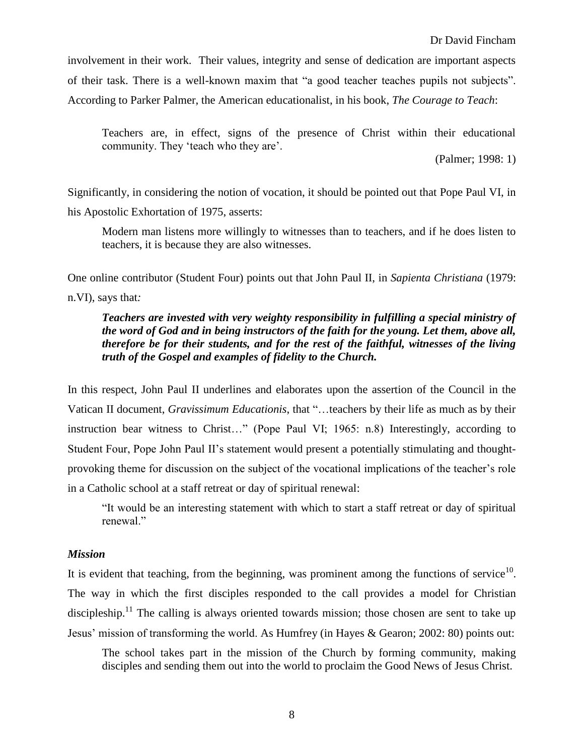involvement in their work. Their values, integrity and sense of dedication are important aspects of their task. There is a well-known maxim that "a good teacher teaches pupils not subjects". According to Parker Palmer, the American educationalist, in his book, *The Courage to Teach*:

> Teachers are, in effect, signs of the presence of Christ within their educational community. They 'teach who they are'.
>
> (Palmer; 1998: 1)

Significantly, in considering the notion of vocation, it should be pointed out that Pope Paul VI, in his Apostolic Exhortation of 1975, asserts:

> Modern man listens more willingly to witnesses than to teachers, and if he does listen to teachers, it is because they are also witnesses.

One online contributor (Student Four) points out that John Paul II, in *Sapienta Christiana* (1979: n.VI), says that*:*

> ***Teachers are invested with very weighty responsibility in fulfilling a special ministry of the word of God and in being instructors of the faith for the young. Let them, above all, therefore be for their students, and for the rest of the faithful, witnesses of the living truth of the Gospel and examples of fidelity to the Church.***

In this respect, John Paul II underlines and elaborates upon the assertion of the Council in the Vatican II document, *Gravissimum Educationis*, that "…teachers by their life as much as by their instruction bear witness to Christ…" (Pope Paul VI; 1965: n.8) Interestingly, according to Student Four, Pope John Paul II's statement would present a potentially stimulating and thought-provoking theme for discussion on the subject of the vocational implications of the teacher's role in a Catholic school at a staff retreat or day of spiritual renewal:

> "It would be an interesting statement with which to start a staff retreat or day of spiritual renewal."

### *Mission*

It is evident that teaching, from the beginning, was prominent among the functions of service[10]. The way in which the first disciples responded to the call provides a model for Christian discipleship.[11] The calling is always oriented towards mission; those chosen are sent to take up Jesus' mission of transforming the world. As Humfrey (in Hayes & Gearon; 2002: 80) points out:

> The school takes part in the mission of the Church by forming community, making disciples and sending them out into the world to proclaim the Good News of Jesus Christ.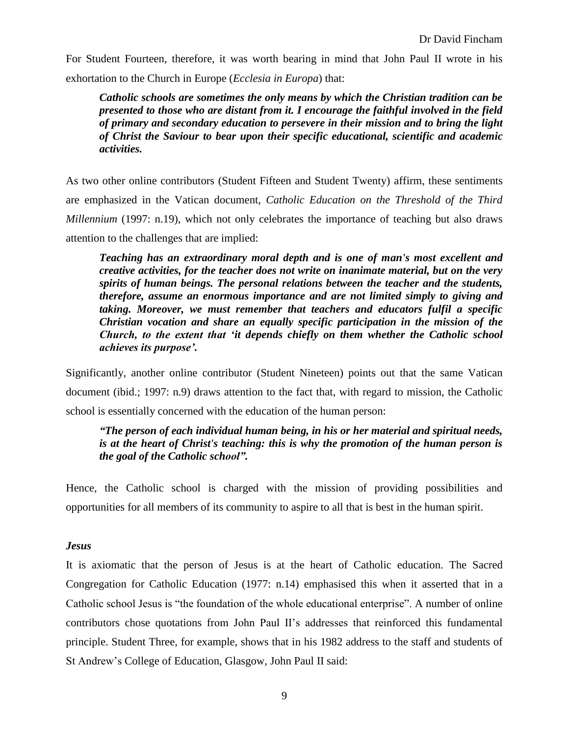For Student Fourteen, therefore, it was worth bearing in mind that John Paul II wrote in his exhortation to the Church in Europe (*Ecclesia in Europa*) that:

> ***Catholic schools are sometimes the only means by which the Christian tradition can be presented to those who are distant from it. I encourage the faithful involved in the field of primary and secondary education to persevere in their mission and to bring the light of Christ the Saviour to bear upon their specific educational, scientific and academic activities.***

As two other online contributors (Student Fifteen and Student Twenty) affirm, these sentiments are emphasized in the Vatican document, *Catholic Education on the Threshold of the Third Millennium* (1997: n.19), which not only celebrates the importance of teaching but also draws attention to the challenges that are implied:

> ***Teaching has an extraordinary moral depth and is one of man's most excellent and creative activities, for the teacher does not write on inanimate material, but on the very spirits of human beings. The personal relations between the teacher and the students, therefore, assume an enormous importance and are not limited simply to giving and taking. Moreover, we must remember that teachers and educators fulfil a specific Christian vocation and share an equally specific participation in the mission of the Church, to the extent that 'it depends chiefly on them whether the Catholic school achieves its purpose'.***

Significantly, another online contributor (Student Nineteen) points out that the same Vatican document (ibid.; 1997: n.9) draws attention to the fact that, with regard to mission, the Catholic school is essentially concerned with the education of the human person:

> ***"The person of each individual human being, in his or her material and spiritual needs, is at the heart of Christ's teaching: this is why the promotion of the human person is the goal of the Catholic school".***

Hence, the Catholic school is charged with the mission of providing possibilities and opportunities for all members of its community to aspire to all that is best in the human spirit.

### *Jesus*

It is axiomatic that the person of Jesus is at the heart of Catholic education. The Sacred Congregation for Catholic Education (1977: n.14) emphasised this when it asserted that in a Catholic school Jesus is "the foundation of the whole educational enterprise". A number of online contributors chose quotations from John Paul II's addresses that reinforced this fundamental principle. Student Three, for example, shows that in his 1982 address to the staff and students of St Andrew's College of Education, Glasgow, John Paul II said: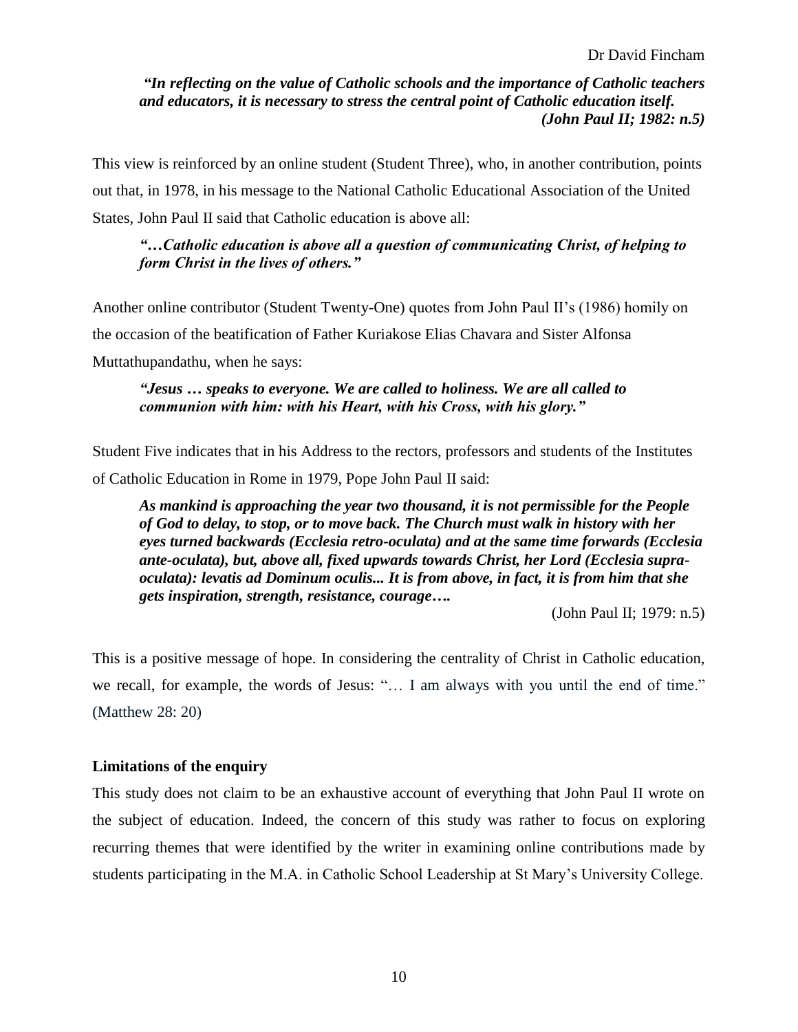***"In reflecting on the value of Catholic schools and the importance of Catholic teachers and educators, it is necessary to stress the central point of Catholic education itself.***
***(John Paul II; 1982: n.5)***

This view is reinforced by an online student (Student Three), who, in another contribution, points out that, in 1978, in his message to the National Catholic Educational Association of the United States, John Paul II said that Catholic education is above all:

> ***"…Catholic education is above all a question of communicating Christ, of helping to form Christ in the lives of others."***

Another online contributor (Student Twenty-One) quotes from John Paul II's (1986) homily on the occasion of the beatification of Father Kuriakose Elias Chavara and Sister Alfonsa Muttathupandathu, when he says:

> ***"Jesus … speaks to everyone. We are called to holiness. We are all called to communion with him: with his Heart, with his Cross, with his glory."***

Student Five indicates that in his Address to the rectors, professors and students of the Institutes of Catholic Education in Rome in 1979, Pope John Paul II said:

> ***As mankind is approaching the year two thousand, it is not permissible for the People of God to delay, to stop, or to move back. The Church must walk in history with her eyes turned backwards (Ecclesia retro-oculata) and at the same time forwards (Ecclesia ante-oculata), but, above all, fixed upwards towards Christ, her Lord (Ecclesia supra-oculata): levatis ad Dominum oculis... It is from above, in fact, it is from him that she gets inspiration, strength, resistance, courage….***
>
> (John Paul II; 1979: n.5)

This is a positive message of hope. In considering the centrality of Christ in Catholic education, we recall, for example, the words of Jesus: "… I am always with you until the end of time." (Matthew 28: 20)

**Limitations of the enquiry**

This study does not claim to be an exhaustive account of everything that John Paul II wrote on the subject of education. Indeed, the concern of this study was rather to focus on exploring recurring themes that were identified by the writer in examining online contributions made by students participating in the M.A. in Catholic School Leadership at St Mary's University College.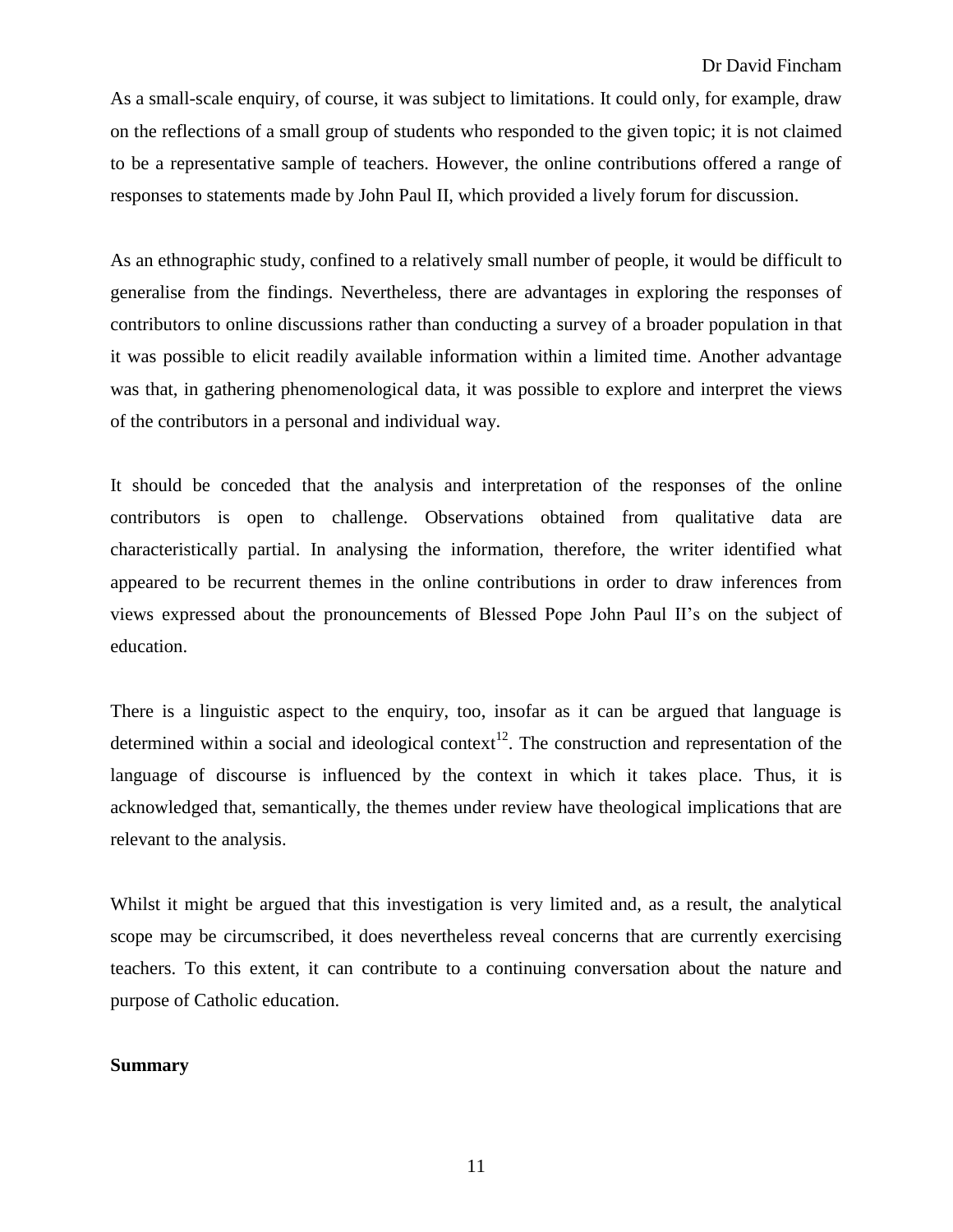As a small-scale enquiry, of course, it was subject to limitations. It could only, for example, draw on the reflections of a small group of students who responded to the given topic; it is not claimed to be a representative sample of teachers. However, the online contributions offered a range of responses to statements made by John Paul II, which provided a lively forum for discussion.

As an ethnographic study, confined to a relatively small number of people, it would be difficult to generalise from the findings. Nevertheless, there are advantages in exploring the responses of contributors to online discussions rather than conducting a survey of a broader population in that it was possible to elicit readily available information within a limited time. Another advantage was that, in gathering phenomenological data, it was possible to explore and interpret the views of the contributors in a personal and individual way.

It should be conceded that the analysis and interpretation of the responses of the online contributors is open to challenge. Observations obtained from qualitative data are characteristically partial. In analysing the information, therefore, the writer identified what appeared to be recurrent themes in the online contributions in order to draw inferences from views expressed about the pronouncements of Blessed Pope John Paul II's on the subject of education.

There is a linguistic aspect to the enquiry, too, insofar as it can be argued that language is determined within a social and ideological context[12]. The construction and representation of the language of discourse is influenced by the context in which it takes place. Thus, it is acknowledged that, semantically, the themes under review have theological implications that are relevant to the analysis.

Whilst it might be argued that this investigation is very limited and, as a result, the analytical scope may be circumscribed, it does nevertheless reveal concerns that are currently exercising teachers. To this extent, it can contribute to a continuing conversation about the nature and purpose of Catholic education.

**Summary**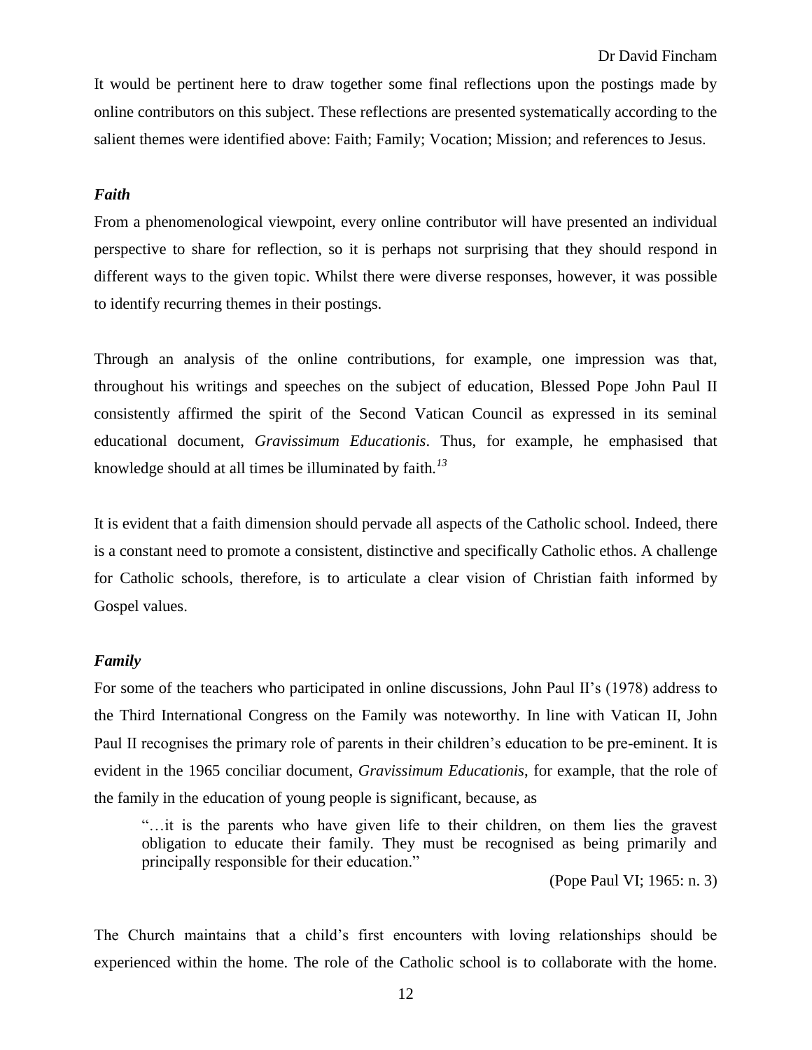It would be pertinent here to draw together some final reflections upon the postings made by online contributors on this subject. These reflections are presented systematically according to the salient themes were identified above: Faith; Family; Vocation; Mission; and references to Jesus.

### *Faith*

From a phenomenological viewpoint, every online contributor will have presented an individual perspective to share for reflection, so it is perhaps not surprising that they should respond in different ways to the given topic. Whilst there were diverse responses, however, it was possible to identify recurring themes in their postings.

Through an analysis of the online contributions, for example, one impression was that, throughout his writings and speeches on the subject of education, Blessed Pope John Paul II consistently affirmed the spirit of the Second Vatican Council as expressed in its seminal educational document, *Gravissimum Educationis*. Thus, for example, he emphasised that knowledge should at all times be illuminated by faith.[13]

It is evident that a faith dimension should pervade all aspects of the Catholic school. Indeed, there is a constant need to promote a consistent, distinctive and specifically Catholic ethos. A challenge for Catholic schools, therefore, is to articulate a clear vision of Christian faith informed by Gospel values.

### *Family*

For some of the teachers who participated in online discussions, John Paul II's (1978) address to the Third International Congress on the Family was noteworthy. In line with Vatican II, John Paul II recognises the primary role of parents in their children's education to be pre-eminent. It is evident in the 1965 conciliar document, *Gravissimum Educationis*, for example, that the role of the family in the education of young people is significant, because, as

> "…it is the parents who have given life to their children, on them lies the gravest obligation to educate their family. They must be recognised as being primarily and principally responsible for their education."
>
> (Pope Paul VI; 1965: n. 3)

The Church maintains that a child's first encounters with loving relationships should be experienced within the home. The role of the Catholic school is to collaborate with the home.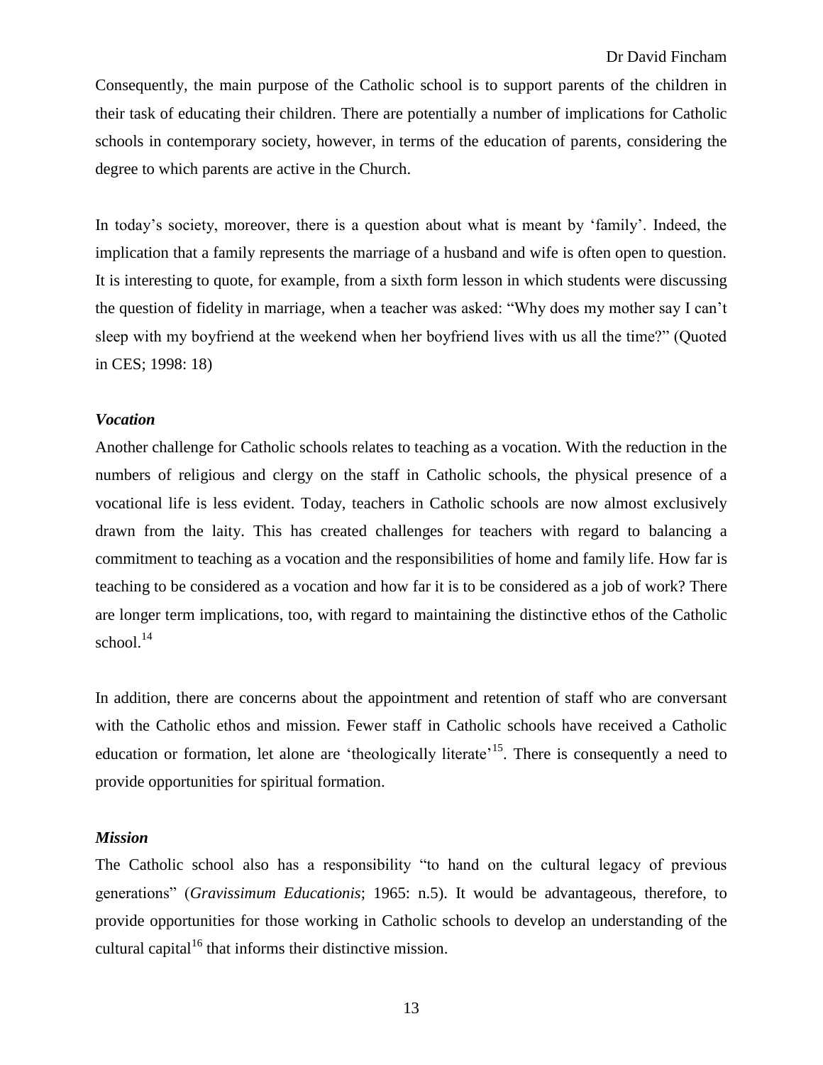Consequently, the main purpose of the Catholic school is to support parents of the children in their task of educating their children. There are potentially a number of implications for Catholic schools in contemporary society, however, in terms of the education of parents, considering the degree to which parents are active in the Church.

In today's society, moreover, there is a question about what is meant by 'family'. Indeed, the implication that a family represents the marriage of a husband and wife is often open to question. It is interesting to quote, for example, from a sixth form lesson in which students were discussing the question of fidelity in marriage, when a teacher was asked: "Why does my mother say I can't sleep with my boyfriend at the weekend when her boyfriend lives with us all the time?" (Quoted in CES; 1998: 18)

### *Vocation*

Another challenge for Catholic schools relates to teaching as a vocation. With the reduction in the numbers of religious and clergy on the staff in Catholic schools, the physical presence of a vocational life is less evident. Today, teachers in Catholic schools are now almost exclusively drawn from the laity. This has created challenges for teachers with regard to balancing a commitment to teaching as a vocation and the responsibilities of home and family life. How far is teaching to be considered as a vocation and how far it is to be considered as a job of work? There are longer term implications, too, with regard to maintaining the distinctive ethos of the Catholic school.[14]

In addition, there are concerns about the appointment and retention of staff who are conversant with the Catholic ethos and mission. Fewer staff in Catholic schools have received a Catholic education or formation, let alone are 'theologically literate'[15]. There is consequently a need to provide opportunities for spiritual formation.

### *Mission*

The Catholic school also has a responsibility "to hand on the cultural legacy of previous generations" (*Gravissimum Educationis*; 1965: n.5). It would be advantageous, therefore, to provide opportunities for those working in Catholic schools to develop an understanding of the cultural capital[16] that informs their distinctive mission.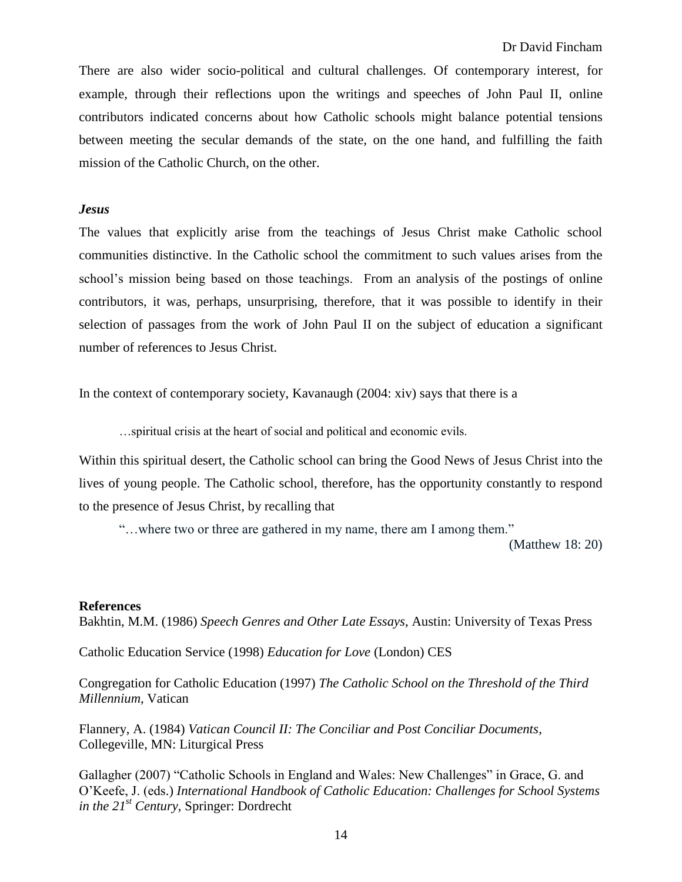There are also wider socio-political and cultural challenges. Of contemporary interest, for example, through their reflections upon the writings and speeches of John Paul II, online contributors indicated concerns about how Catholic schools might balance potential tensions between meeting the secular demands of the state, on the one hand, and fulfilling the faith mission of the Catholic Church, on the other.

### *Jesus*

The values that explicitly arise from the teachings of Jesus Christ make Catholic school communities distinctive. In the Catholic school the commitment to such values arises from the school's mission being based on those teachings. From an analysis of the postings of online contributors, it was, perhaps, unsurprising, therefore, that it was possible to identify in their selection of passages from the work of John Paul II on the subject of education a significant number of references to Jesus Christ.

In the context of contemporary society, Kavanaugh (2004: xiv) says that there is a

> …spiritual crisis at the heart of social and political and economic evils.

Within this spiritual desert, the Catholic school can bring the Good News of Jesus Christ into the lives of young people. The Catholic school, therefore, has the opportunity constantly to respond to the presence of Jesus Christ, by recalling that

> "…where two or three are gathered in my name, there am I among them."
>
> (Matthew 18: 20)

**References**

Bakhtin, M.M. (1986) *Speech Genres and Other Late Essays*, Austin: University of Texas Press

Catholic Education Service (1998) *Education for Love* (London) CES

Congregation for Catholic Education (1997) *The Catholic School on the Threshold of the Third Millennium*, Vatican

Flannery, A. (1984) *Vatican Council II: The Conciliar and Post Conciliar Documents*, Collegeville, MN: Liturgical Press

Gallagher (2007) "Catholic Schools in England and Wales: New Challenges" in Grace, G. and O'Keefe, J. (eds.) *International Handbook of Catholic Education: Challenges for School Systems in the 21st Century*, Springer: Dordrecht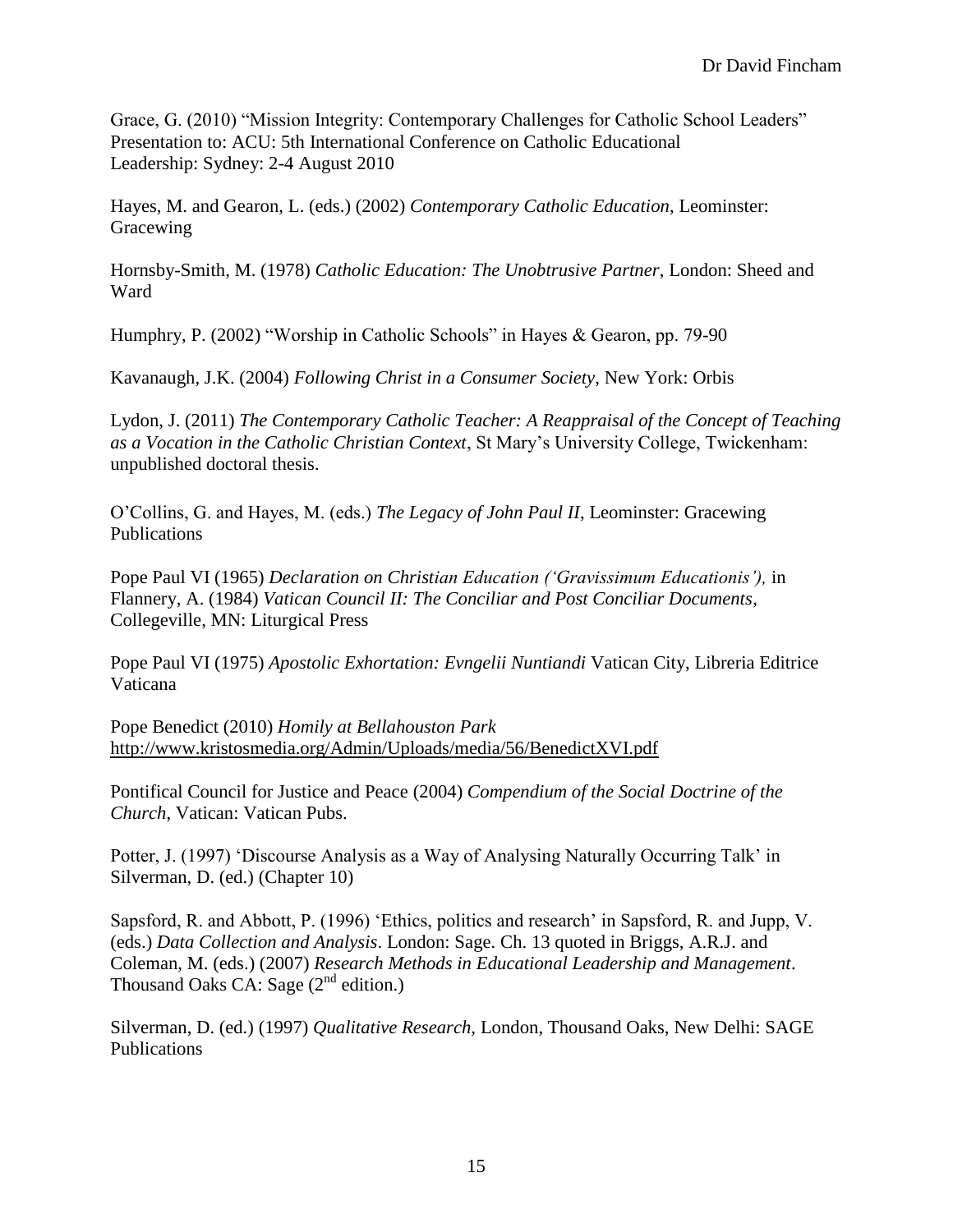Grace, G. (2010) "Mission Integrity: Contemporary Challenges for Catholic School Leaders" Presentation to: ACU: 5th International Conference on Catholic Educational Leadership: Sydney: 2-4 August 2010

Hayes, M. and Gearon, L. (eds.) (2002) *Contemporary Catholic Education*, Leominster: Gracewing

Hornsby-Smith, M. (1978) *Catholic Education: The Unobtrusive Partner*, London: Sheed and Ward

Humphry, P. (2002) "Worship in Catholic Schools" in Hayes & Gearon, pp. 79-90

Kavanaugh, J.K. (2004) *Following Christ in a Consumer Society*, New York: Orbis

Lydon, J. (2011) *The Contemporary Catholic Teacher: A Reappraisal of the Concept of Teaching as a Vocation in the Catholic Christian Context*, St Mary's University College, Twickenham: unpublished doctoral thesis.

O'Collins, G. and Hayes, M. (eds.) *The Legacy of John Paul II*, Leominster: Gracewing Publications

Pope Paul VI (1965) *Declaration on Christian Education ('Gravissimum Educationis'),* in Flannery, A. (1984) *Vatican Council II: The Conciliar and Post Conciliar Documents*, Collegeville, MN: Liturgical Press

Pope Paul VI (1975) *Apostolic Exhortation: Evngelii Nuntiandi* Vatican City, Libreria Editrice Vaticana

Pope Benedict (2010) *Homily at Bellahouston Park*
http://www.kristosmedia.org/Admin/Uploads/media/56/BenedictXVI.pdf

Pontifical Council for Justice and Peace (2004) *Compendium of the Social Doctrine of the Church*, Vatican: Vatican Pubs.

Potter, J. (1997) 'Discourse Analysis as a Way of Analysing Naturally Occurring Talk' in Silverman, D. (ed.) (Chapter 10)

Sapsford, R. and Abbott, P. (1996) 'Ethics, politics and research' in Sapsford, R. and Jupp, V. (eds.) *Data Collection and Analysis*. London: Sage. Ch. 13 quoted in Briggs, A.R.J. and Coleman, M. (eds.) (2007) *Research Methods in Educational Leadership and Management*. Thousand Oaks CA: Sage (2nd edition.)

Silverman, D. (ed.) (1997) *Qualitative Research,* London, Thousand Oaks, New Delhi: SAGE Publications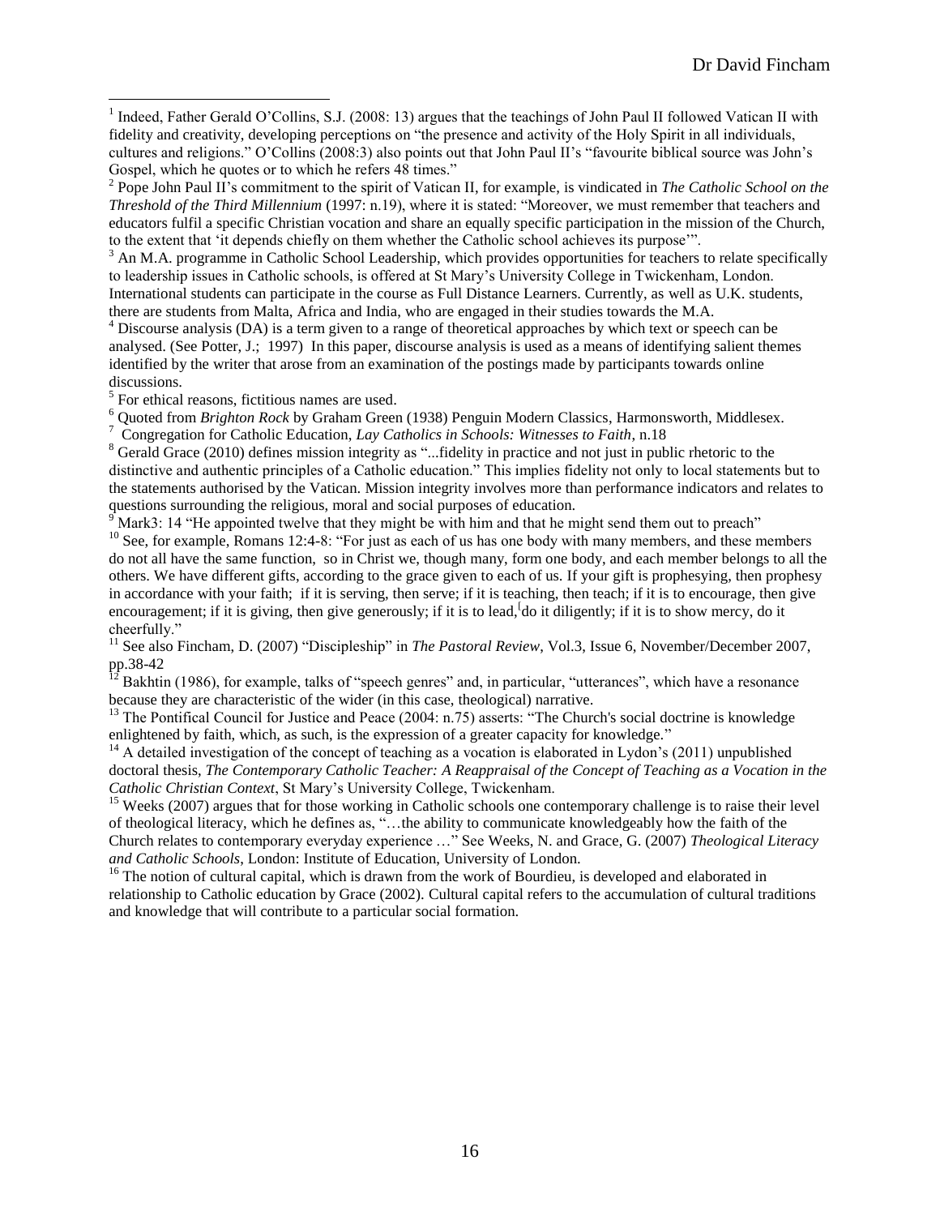[1] Indeed, Father Gerald O'Collins, S.J. (2008: 13) argues that the teachings of John Paul II followed Vatican II with fidelity and creativity, developing perceptions on "the presence and activity of the Holy Spirit in all individuals, cultures and religions." O'Collins (2008:3) also points out that John Paul II's "favourite biblical source was John's Gospel, which he quotes or to which he refers 48 times."

[2] Pope John Paul II's commitment to the spirit of Vatican II, for example, is vindicated in *The Catholic School on the Threshold of the Third Millennium* (1997: n.19), where it is stated: "Moreover, we must remember that teachers and educators fulfil a specific Christian vocation and share an equally specific participation in the mission of the Church, to the extent that 'it depends chiefly on them whether the Catholic school achieves its purpose'".

[3] An M.A. programme in Catholic School Leadership, which provides opportunities for teachers to relate specifically to leadership issues in Catholic schools, is offered at St Mary's University College in Twickenham, London. International students can participate in the course as Full Distance Learners. Currently, as well as U.K. students, there are students from Malta, Africa and India, who are engaged in their studies towards the M.A.

[4] Discourse analysis (DA) is a term given to a range of theoretical approaches by which text or speech can be analysed. (See Potter, J.; 1997) In this paper, discourse analysis is used as a means of identifying salient themes identified by the writer that arose from an examination of the postings made by participants towards online discussions.

[5] For ethical reasons, fictitious names are used.

[6] Quoted from *Brighton Rock* by Graham Green (1938) Penguin Modern Classics, Harmonsworth, Middlesex.

[7] Congregation for Catholic Education, *Lay Catholics in Schools: Witnesses to Faith*, n.18

[8] Gerald Grace (2010) defines mission integrity as "...fidelity in practice and not just in public rhetoric to the distinctive and authentic principles of a Catholic education." This implies fidelity not only to local statements but to the statements authorised by the Vatican. Mission integrity involves more than performance indicators and relates to questions surrounding the religious, moral and social purposes of education.

[9] Mark3: 14 "He appointed twelve that they might be with him and that he might send them out to preach"

[10] See, for example, Romans 12:4-8: "For just as each of us has one body with many members, and these members do not all have the same function, so in Christ we, though many, form one body, and each member belongs to all the others. We have different gifts, according to the grace given to each of us. If your gift is prophesying, then prophesy in accordance with your faith; if it is serving, then serve; if it is teaching, then teach; if it is to encourage, then give encouragement; if it is giving, then give generously; if it is to lead, do it diligently; if it is to show mercy, do it cheerfully."

[11] See also Fincham, D. (2007) "Discipleship" in *The Pastoral Review*, Vol.3, Issue 6, November/December 2007, pp.38-42

[12] Bakhtin (1986), for example, talks of "speech genres" and, in particular, "utterances", which have a resonance because they are characteristic of the wider (in this case, theological) narrative.

[13] The Pontifical Council for Justice and Peace (2004: n.75) asserts: "The Church's social doctrine is knowledge enlightened by faith, which, as such, is the expression of a greater capacity for knowledge."

[14] A detailed investigation of the concept of teaching as a vocation is elaborated in Lydon's (2011) unpublished doctoral thesis, *The Contemporary Catholic Teacher: A Reappraisal of the Concept of Teaching as a Vocation in the Catholic Christian Context*, St Mary's University College, Twickenham.

[15] Weeks (2007) argues that for those working in Catholic schools one contemporary challenge is to raise their level of theological literacy, which he defines as, "…the ability to communicate knowledgeably how the faith of the Church relates to contemporary everyday experience …" See Weeks, N. and Grace, G. (2007) *Theological Literacy and Catholic Schools*, London: Institute of Education, University of London.

[16] The notion of cultural capital, which is drawn from the work of Bourdieu, is developed and elaborated in relationship to Catholic education by Grace (2002). Cultural capital refers to the accumulation of cultural traditions and knowledge that will contribute to a particular social formation.